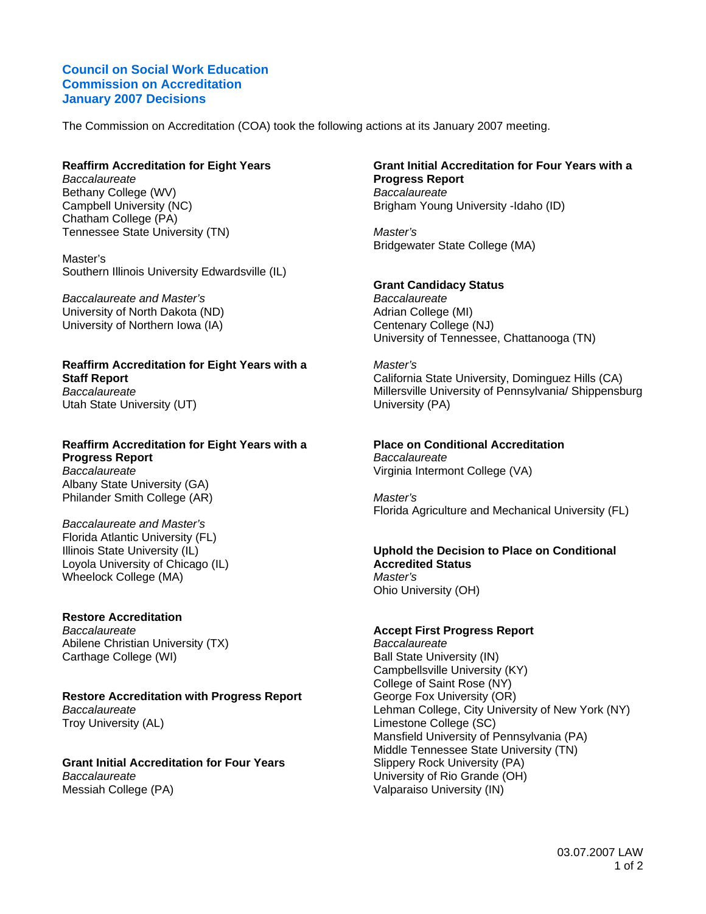# Council on Social Work Education
# Commission on Accreditation
# January 2007 Decisions

The Commission on Accreditation (COA) took the following actions at its January 2007 meeting.

### Reaffirm Accreditation for Eight Years

*Baccalaureate*

Bethany College (WV)
Campbell University (NC)
Chatham College (PA)
Tennessee State University (TN)

Master's

Southern Illinois University Edwardsville (IL)

*Baccalaureate and Master's*

University of North Dakota (ND)
University of Northern Iowa (IA)

### Reaffirm Accreditation for Eight Years with a Staff Report

*Baccalaureate*

Utah State University (UT)

### Reaffirm Accreditation for Eight Years with a Progress Report

*Baccalaureate*

Albany State University (GA)
Philander Smith College (AR)

*Baccalaureate and Master's*

Florida Atlantic University (FL)
Illinois State University (IL)
Loyola University of Chicago (IL)
Wheelock College (MA)

### Restore Accreditation

*Baccalaureate*

Abilene Christian University (TX)
Carthage College (WI)

### Restore Accreditation with Progress Report

*Baccalaureate*

Troy University (AL)

### Grant Initial Accreditation for Four Years

*Baccalaureate*

Messiah College (PA)

### Grant Initial Accreditation for Four Years with a Progress Report

*Baccalaureate*

Brigham Young University -Idaho (ID)

*Master's*

Bridgewater State College (MA)

### Grant Candidacy Status

*Baccalaureate*

Adrian College (MI)
Centenary College (NJ)
University of Tennessee, Chattanooga (TN)

*Master's*

California State University, Dominguez Hills (CA)
Millersville University of Pennsylvania/ Shippensburg University (PA)

### Place on Conditional Accreditation

*Baccalaureate*

Virginia Intermont College (VA)

*Master's*

Florida Agriculture and Mechanical University (FL)

### Uphold the Decision to Place on Conditional Accredited Status

*Master's*

Ohio University (OH)

### Accept First Progress Report

*Baccalaureate*

Ball State University (IN)
Campbellsville University (KY)
College of Saint Rose (NY)
George Fox University (OR)
Lehman College, City University of New York (NY)
Limestone College (SC)
Mansfield University of Pennsylvania (PA)
Middle Tennessee State University (TN)
Slippery Rock University (PA)
University of Rio Grande (OH)
Valparaiso University (IN)

03.07.2007 LAW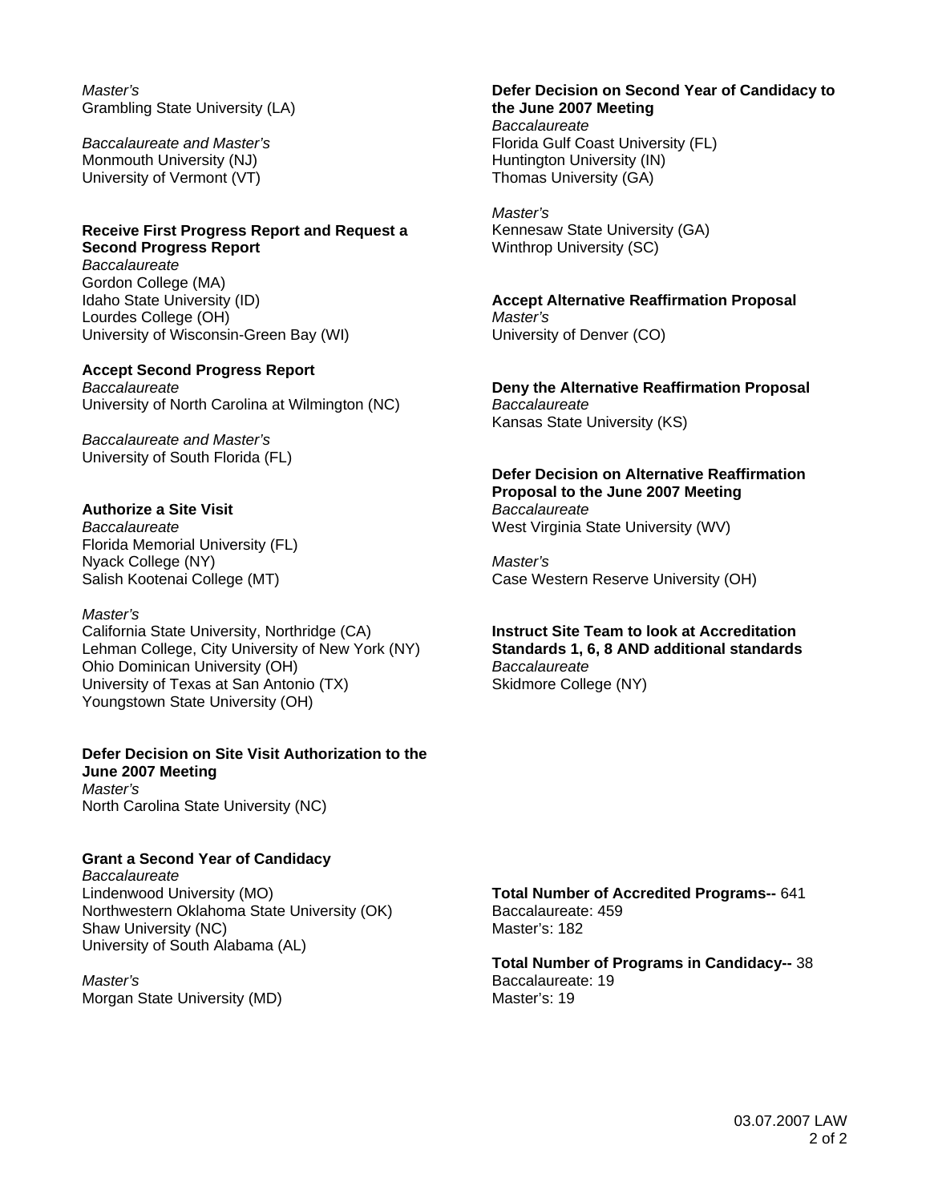*Master's*
Grambling State University (LA)

*Baccalaureate and Master's*
Monmouth University (NJ)
University of Vermont (VT)

**Receive First Progress Report and Request a Second Progress Report**
*Baccalaureate*
Gordon College (MA)
Idaho State University (ID)
Lourdes College (OH)
University of Wisconsin-Green Bay (WI)

**Accept Second Progress Report**
*Baccalaureate*
University of North Carolina at Wilmington (NC)

*Baccalaureate and Master's*
University of South Florida (FL)

**Authorize a Site Visit**
*Baccalaureate*
Florida Memorial University (FL)
Nyack College (NY)
Salish Kootenai College (MT)

*Master's*
California State University, Northridge (CA)
Lehman College, City University of New York (NY)
Ohio Dominican University (OH)
University of Texas at San Antonio (TX)
Youngstown State University (OH)

**Defer Decision on Site Visit Authorization to the June 2007 Meeting**
*Master's*
North Carolina State University (NC)

**Grant a Second Year of Candidacy**
*Baccalaureate*
Lindenwood University (MO)
Northwestern Oklahoma State University (OK)
Shaw University (NC)
University of South Alabama (AL)

*Master's*
Morgan State University (MD)

**Defer Decision on Second Year of Candidacy to the June 2007 Meeting**
*Baccalaureate*
Florida Gulf Coast University (FL)
Huntington University (IN)
Thomas University (GA)

*Master's*
Kennesaw State University (GA)
Winthrop University (SC)

**Accept Alternative Reaffirmation Proposal**
*Master's*
University of Denver (CO)

**Deny the Alternative Reaffirmation Proposal**
*Baccalaureate*
Kansas State University (KS)

**Defer Decision on Alternative Reaffirmation Proposal to the June 2007 Meeting**
*Baccalaureate*
West Virginia State University (WV)

*Master's*
Case Western Reserve University (OH)

**Instruct Site Team to look at Accreditation Standards 1, 6, 8 AND additional standards**
*Baccalaureate*
Skidmore College (NY)

**Total Number of Accredited Programs--** 641
Baccalaureate: 459
Master's: 182

**Total Number of Programs in Candidacy--** 38
Baccalaureate: 19
Master's: 19

03.07.2007 LAW